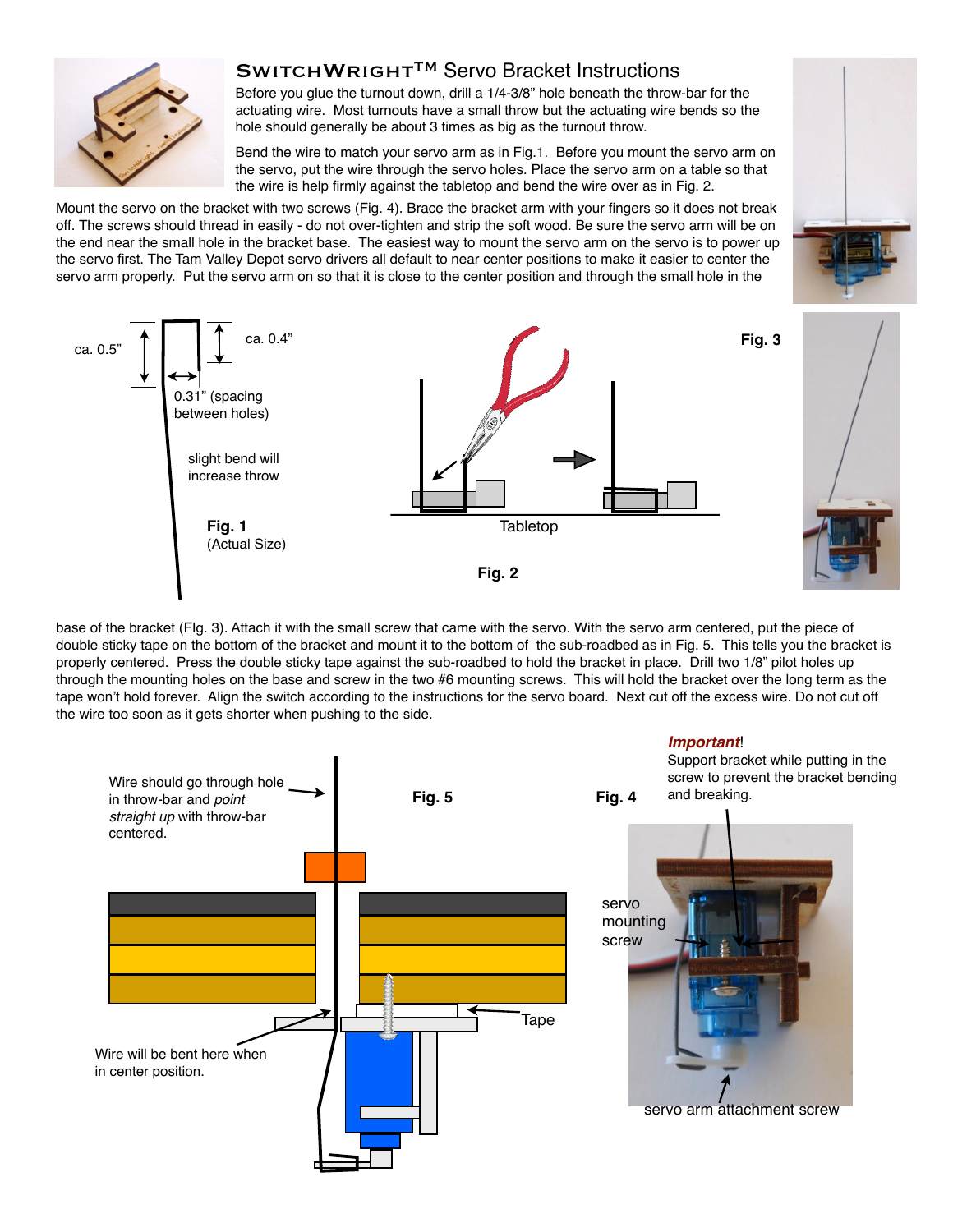# SwitchWright™ Servo Bracket Instructions

Before you glue the turnout down, drill a 1/4-3/8" hole beneath the throw-bar for the actuating wire. Most turnouts have a small throw but the actuating wire bends so the hole should generally be about 3 times as big as the turnout throw.

Bend the wire to match your servo arm as in Fig.1. Before you mount the servo arm on the servo, put the wire through the servo holes. Place the servo arm on a table so that the wire is help firmly against the tabletop and bend the wire over as in Fig. 2.

Mount the servo on the bracket with two screws (Fig. 4). Brace the bracket arm with your fingers so it does not break off. The screws should thread in easily - do not over-tighten and strip the soft wood. Be sure the servo arm will be on the end near the small hole in the bracket base. The easiest way to mount the servo arm on the servo is to power up the servo first. The Tam Valley Depot servo drivers all default to near center positions to make it easier to center the servo arm properly. Put the servo arm on so that it is close to the center position and through the small hole in the base of the bracket (FIg. 3). Attach it with the small screw that came with the servo. With the servo arm centered, put the piece of double sticky tape on the bottom of the bracket and mount it to the bottom of the sub-roadbed as in Fig. 5. This tells you the bracket is properly centered. Press the double sticky tape against the sub-roadbed to hold the bracket in place. Drill two 1/8" pilot holes up through the mounting holes on the base and screw in the two #6 mounting screws. This will hold the bracket over the long term as the tape won't hold forever. Align the switch according to the instructions for the servo board. Next cut off the excess wire. Do not cut off the wire too soon as it gets shorter when pushing to the side.

ca. 0.5" ca. 0.4" 0.31" (spacing between holes) slight bend will increase throw

**Fig. 1** (Actual Size)

Tabletop

**Fig. 2**

**Fig. 3**

Wire should go through hole in throw-bar and *point straight up* with throw-bar centered.

Wire will be bent here when in center position.

Tape

**Fig. 5**

***Important***! Support bracket while putting in the screw to prevent the bracket bending and breaking.

servo mounting screw

servo arm attachment screw

**Fig. 4**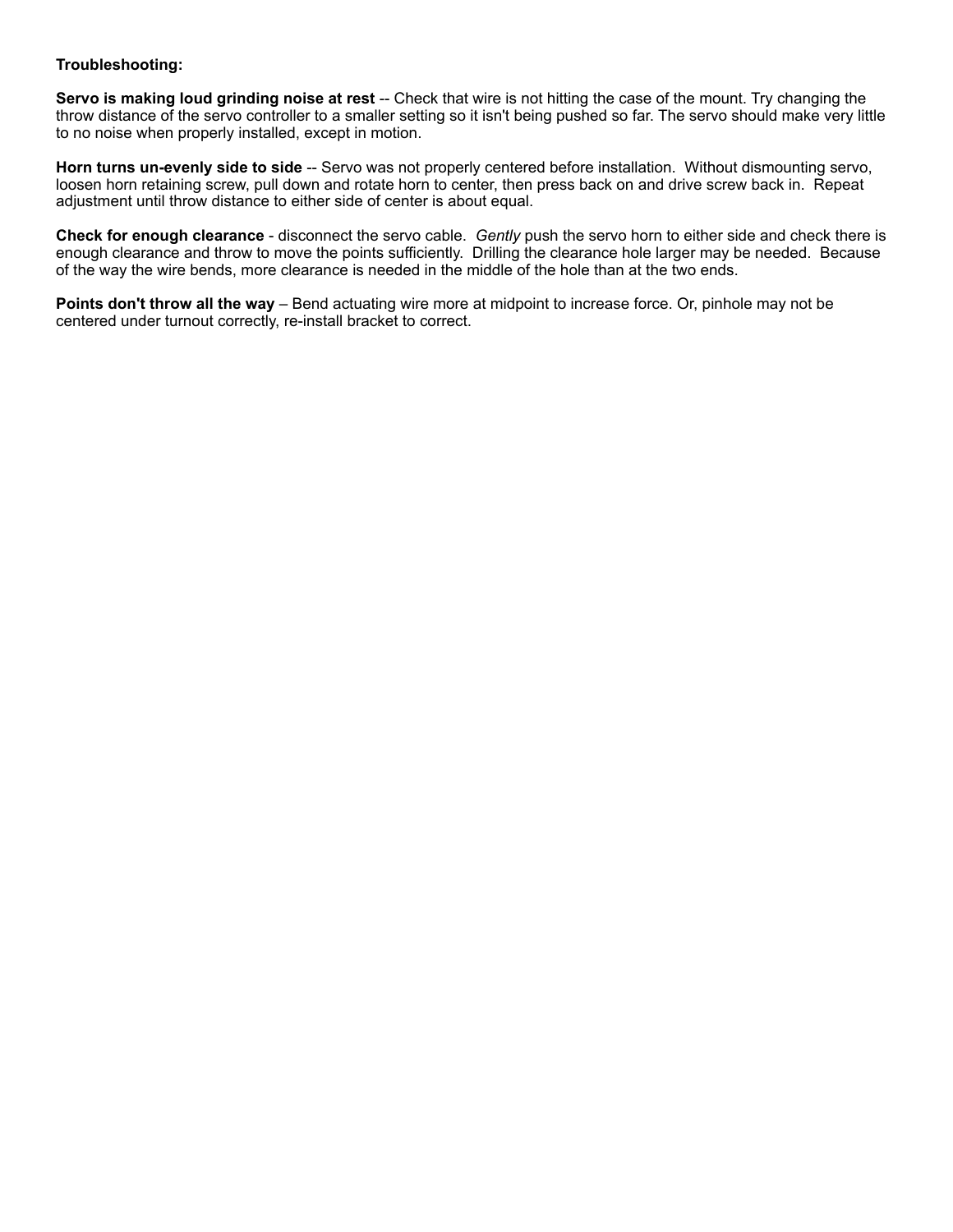**Troubleshooting:**

**Servo is making loud grinding noise at rest** -- Check that wire is not hitting the case of the mount. Try changing the throw distance of the servo controller to a smaller setting so it isn't being pushed so far. The servo should make very little to no noise when properly installed, except in motion.

**Horn turns un-evenly side to side** -- Servo was not properly centered before installation. Without dismounting servo, loosen horn retaining screw, pull down and rotate horn to center, then press back on and drive screw back in. Repeat adjustment until throw distance to either side of center is about equal.

**Check for enough clearance** - disconnect the servo cable. *Gently* push the servo horn to either side and check there is enough clearance and throw to move the points sufficiently. Drilling the clearance hole larger may be needed. Because of the way the wire bends, more clearance is needed in the middle of the hole than at the two ends.

**Points don't throw all the way** – Bend actuating wire more at midpoint to increase force. Or, pinhole may not be centered under turnout correctly, re-install bracket to correct.